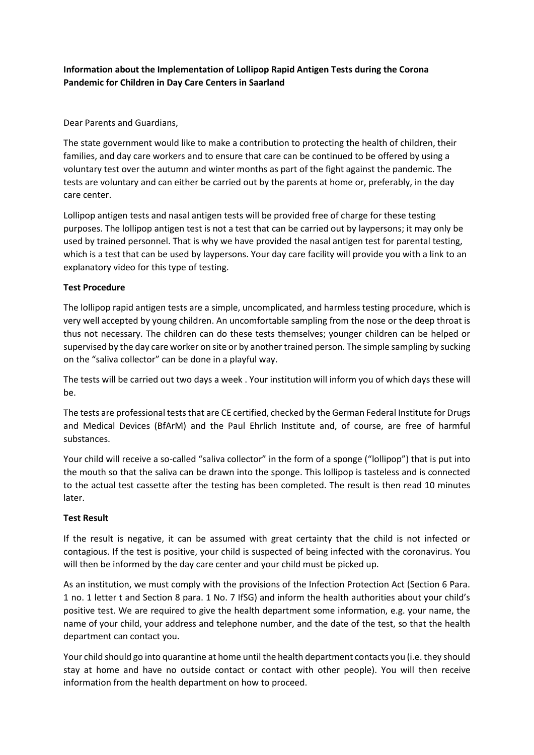**Information about the Implementation of Lollipop Rapid Antigen Tests during the Corona Pandemic for Children in Day Care Centers in Saarland**

Dear Parents and Guardians,

The state government would like to make a contribution to protecting the health of children, their families, and day care workers and to ensure that care can be continued to be offered by using a voluntary test over the autumn and winter months as part of the fight against the pandemic. The tests are voluntary and can either be carried out by the parents at home or, preferably, in the day care center.

Lollipop antigen tests and nasal antigen tests will be provided free of charge for these testing purposes. The lollipop antigen test is not a test that can be carried out by laypersons; it may only be used by trained personnel. That is why we have provided the nasal antigen test for parental testing, which is a test that can be used by laypersons. Your day care facility will provide you with a link to an explanatory video for this type of testing.

**Test Procedure**

The lollipop rapid antigen tests are a simple, uncomplicated, and harmless testing procedure, which is very well accepted by young children. An uncomfortable sampling from the nose or the deep throat is thus not necessary. The children can do these tests themselves; younger children can be helped or supervised by the day care worker on site or by another trained person. The simple sampling by sucking on the "saliva collector" can be done in a playful way.

The tests will be carried out two days a week . Your institution will inform you of which days these will be.

The tests are professional tests that are CE certified, checked by the German Federal Institute for Drugs and Medical Devices (BfArM) and the Paul Ehrlich Institute and, of course, are free of harmful substances.

Your child will receive a so-called "saliva collector" in the form of a sponge ("lollipop") that is put into the mouth so that the saliva can be drawn into the sponge. This lollipop is tasteless and is connected to the actual test cassette after the testing has been completed. The result is then read 10 minutes later.

**Test Result**

If the result is negative, it can be assumed with great certainty that the child is not infected or contagious. If the test is positive, your child is suspected of being infected with the coronavirus. You will then be informed by the day care center and your child must be picked up.

As an institution, we must comply with the provisions of the Infection Protection Act (Section 6 Para. 1 no. 1 letter t and Section 8 para. 1 No. 7 IfSG) and inform the health authorities about your child's positive test. We are required to give the health department some information, e.g. your name, the name of your child, your address and telephone number, and the date of the test, so that the health department can contact you.

Your child should go into quarantine at home until the health department contacts you (i.e. they should stay at home and have no outside contact or contact with other people). You will then receive information from the health department on how to proceed.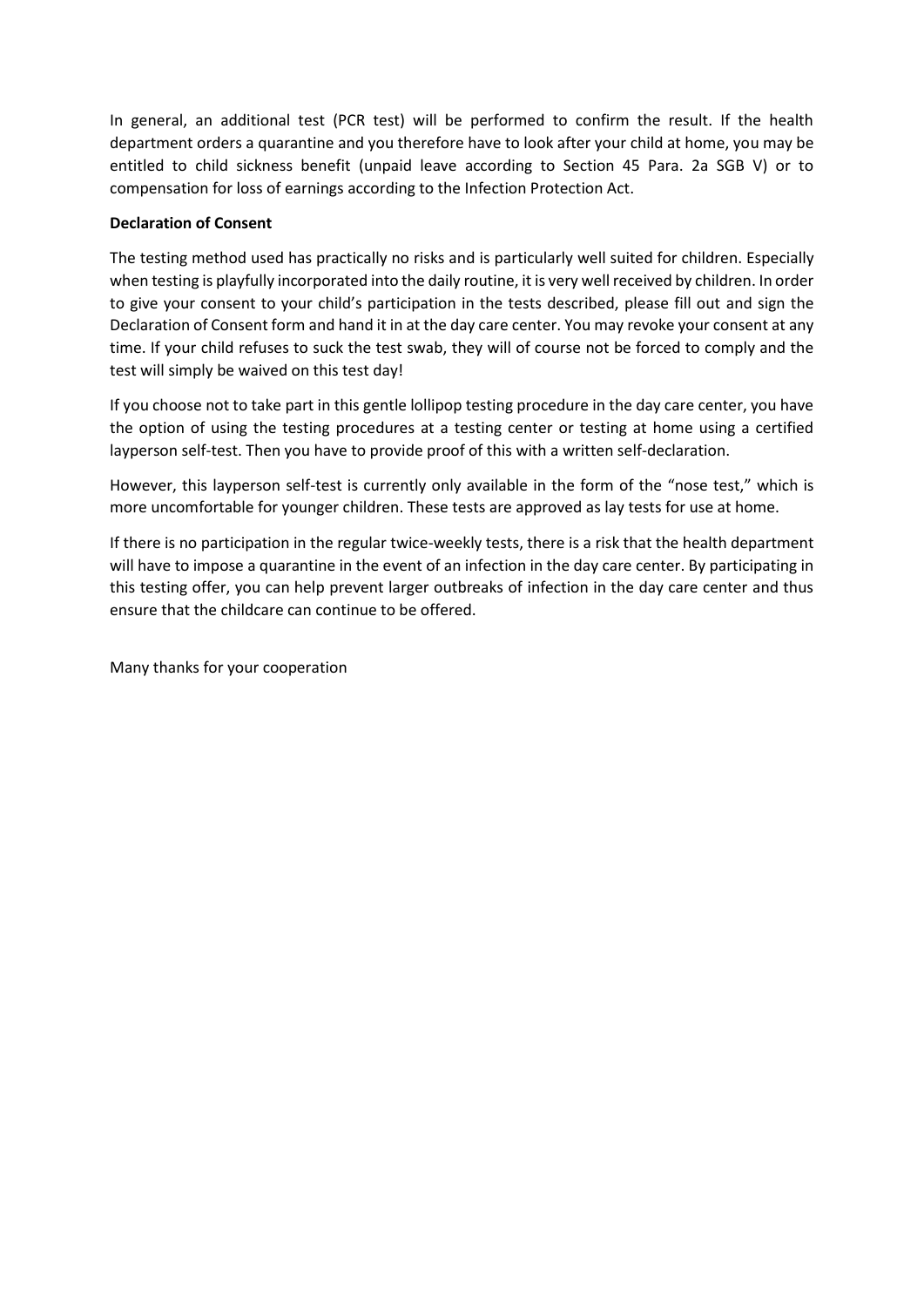In general, an additional test (PCR test) will be performed to confirm the result. If the health department orders a quarantine and you therefore have to look after your child at home, you may be entitled to child sickness benefit (unpaid leave according to Section 45 Para. 2a SGB V) or to compensation for loss of earnings according to the Infection Protection Act.

**Declaration of Consent**

The testing method used has practically no risks and is particularly well suited for children. Especially when testing is playfully incorporated into the daily routine, it is very well received by children. In order to give your consent to your child's participation in the tests described, please fill out and sign the Declaration of Consent form and hand it in at the day care center. You may revoke your consent at any time. If your child refuses to suck the test swab, they will of course not be forced to comply and the test will simply be waived on this test day!

If you choose not to take part in this gentle lollipop testing procedure in the day care center, you have the option of using the testing procedures at a testing center or testing at home using a certified layperson self-test. Then you have to provide proof of this with a written self-declaration.

However, this layperson self-test is currently only available in the form of the "nose test," which is more uncomfortable for younger children. These tests are approved as lay tests for use at home.

If there is no participation in the regular twice-weekly tests, there is a risk that the health department will have to impose a quarantine in the event of an infection in the day care center. By participating in this testing offer, you can help prevent larger outbreaks of infection in the day care center and thus ensure that the childcare can continue to be offered.

Many thanks for your cooperation